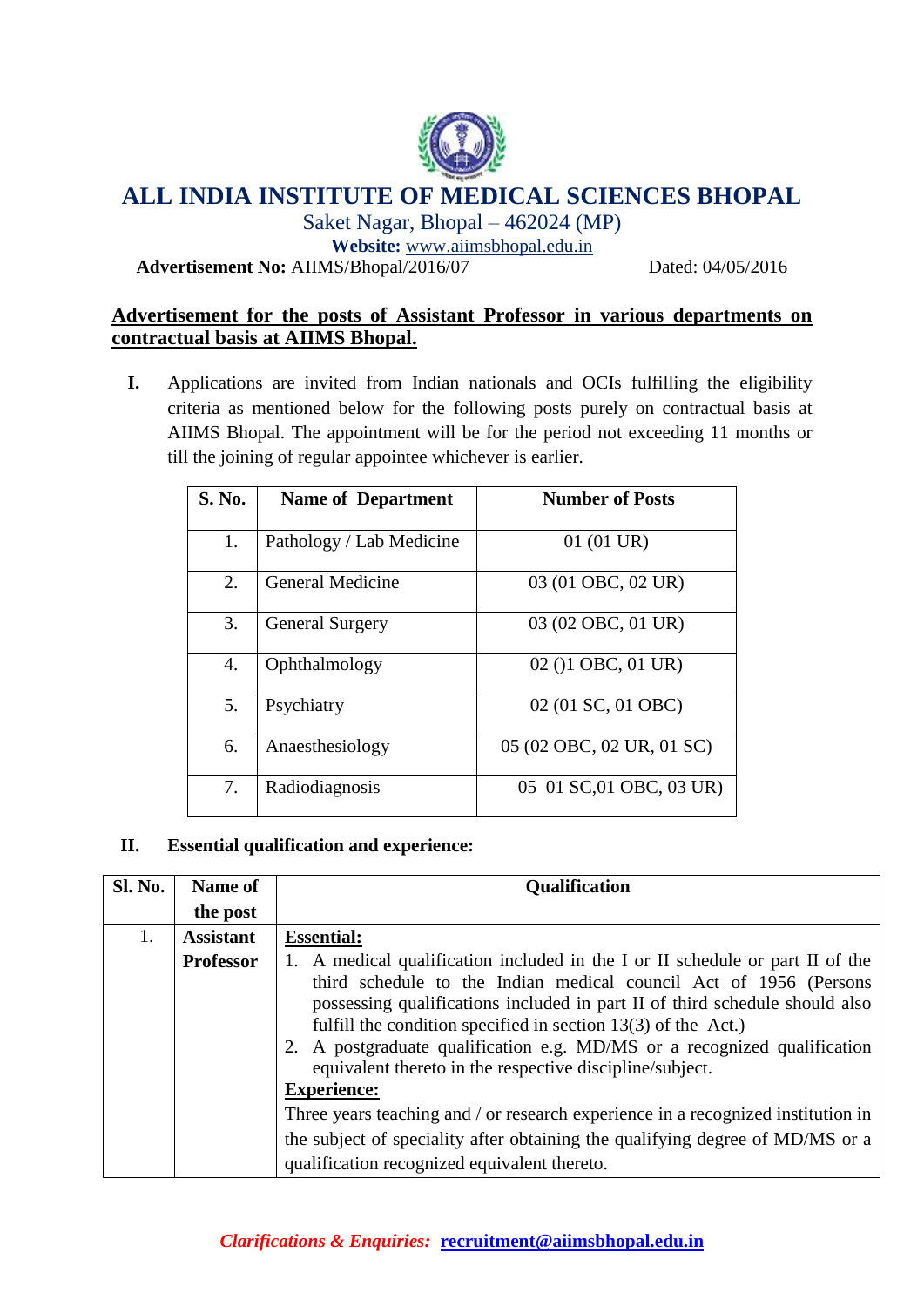# ALL INDIA INSTITUTE OF MEDICAL SCIENCES BHOPAL

Saket Nagar, Bhopal – 462024 (MP)

**Website:** www.aiimsbhopal.edu.in

**Advertisement No:** AIIMS/Bhopal/2016/07 Dated: 04/05/2016

## Advertisement for the posts of Assistant Professor in various departments on contractual basis at AIIMS Bhopal.

**I.** Applications are invited from Indian nationals and OCIs fulfilling the eligibility criteria as mentioned below for the following posts purely on contractual basis at AIIMS Bhopal. The appointment will be for the period not exceeding 11 months or till the joining of regular appointee whichever is earlier.

| S. No. | Name of Department | Number of Posts |
|---|---|---|
| 1. | Pathology / Lab Medicine | 01 (01 UR) |
| 2. | General Medicine | 03 (01 OBC, 02 UR) |
| 3. | General Surgery | 03 (02 OBC, 01 UR) |
| 4. | Ophthalmology | 02 ()1 OBC, 01 UR) |
| 5. | Psychiatry | 02 (01 SC, 01 OBC) |
| 6. | Anaesthesiology | 05 (02 OBC, 02 UR, 01 SC) |
| 7. | Radiodiagnosis | 05 01 SC,01 OBC, 03 UR) |

**II. Essential qualification and experience:**

| Sl. No. | Name of the post | Qualification |
|---|---|---|
| 1. | **Assistant Professor** | **Essential:**<br>1. A medical qualification included in the I or II schedule or part II of the third schedule to the Indian medical council Act of 1956 (Persons possessing qualifications included in part II of third schedule should also fulfill the condition specified in section 13(3) of the Act.)<br>2. A postgraduate qualification e.g. MD/MS or a recognized qualification equivalent thereto in the respective discipline/subject.<br>**Experience:**<br>Three years teaching and / or research experience in a recognized institution in the subject of speciality after obtaining the qualifying degree of MD/MS or a qualification recognized equivalent thereto. |

***Clarifications & Enquiries:*** **recruitment@aiimsbhopal.edu.in**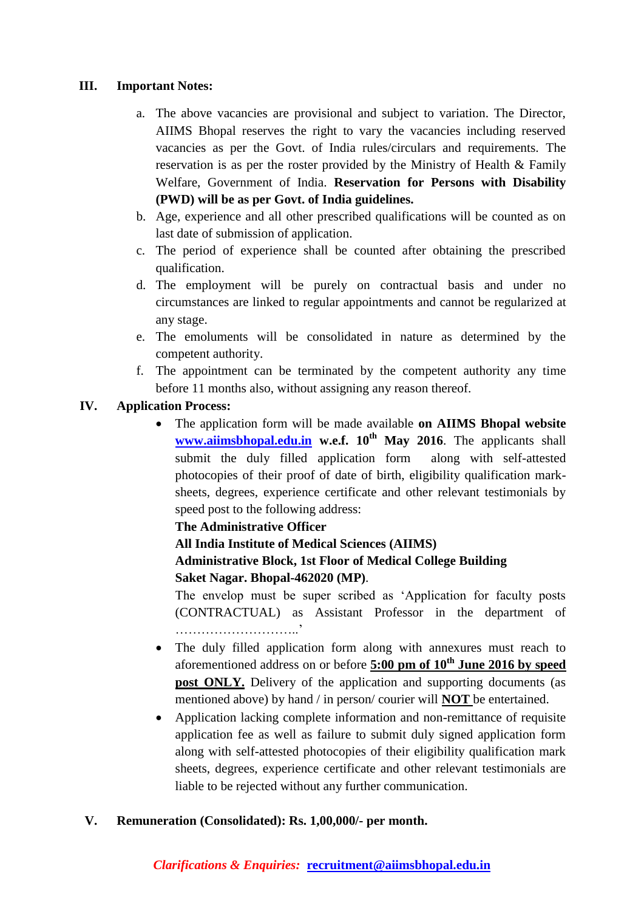## III. Important Notes:

a. The above vacancies are provisional and subject to variation. The Director, AIIMS Bhopal reserves the right to vary the vacancies including reserved vacancies as per the Govt. of India rules/circulars and requirements. The reservation is as per the roster provided by the Ministry of Health & Family Welfare, Government of India. **Reservation for Persons with Disability (PWD) will be as per Govt. of India guidelines.**

b. Age, experience and all other prescribed qualifications will be counted as on last date of submission of application.

c. The period of experience shall be counted after obtaining the prescribed qualification.

d. The employment will be purely on contractual basis and under no circumstances are linked to regular appointments and cannot be regularized at any stage.

e. The emoluments will be consolidated in nature as determined by the competent authority.

f. The appointment can be terminated by the competent authority any time before 11 months also, without assigning any reason thereof.

## IV. Application Process:

- The application form will be made available **on AIIMS Bhopal website <u>www.aiimsbhopal.edu.in</u> w.e.f. 10th May 2016**. The applicants shall submit the duly filled application form along with self-attested photocopies of their proof of date of birth, eligibility qualification mark-sheets, degrees, experience certificate and other relevant testimonials by speed post to the following address:
  **The Administrative Officer**
  **All India Institute of Medical Sciences (AIIMS)**
  **Administrative Block, 1st Floor of Medical College Building**
  **Saket Nagar. Bhopal-462020 (MP)**.
  The envelop must be super scribed as 'Application for faculty posts (CONTRACTUAL) as Assistant Professor in the department of ………………………..'
- The duly filled application form along with annexures must reach to aforementioned address on or before **<u>5:00 pm of 10th June 2016 by speed post ONLY.</u>** Delivery of the application and supporting documents (as mentioned above) by hand / in person/ courier will **<u>NOT</u>** be entertained.
- Application lacking complete information and non-remittance of requisite application fee as well as failure to submit duly signed application form along with self-attested photocopies of their eligibility qualification mark sheets, degrees, experience certificate and other relevant testimonials are liable to be rejected without any further communication.

## V. Remuneration (Consolidated): Rs. 1,00,000/- per month.

***Clarifications & Enquiries:*** **<u>recruitment@aiimsbhopal.edu.in</u>**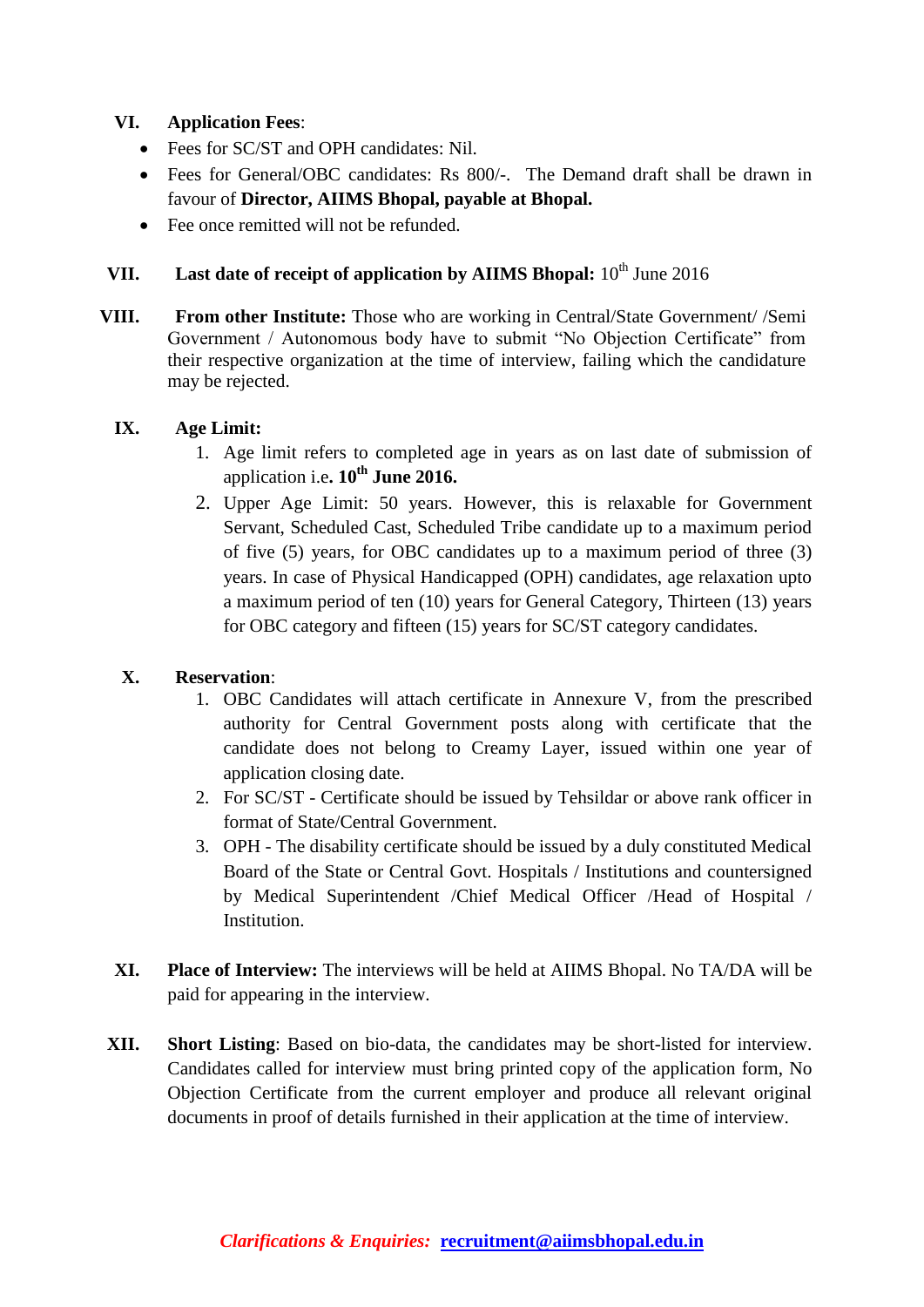**VI. Application Fees**:

- Fees for SC/ST and OPH candidates: Nil.
- Fees for General/OBC candidates: Rs 800/-. The Demand draft shall be drawn in favour of **Director, AIIMS Bhopal, payable at Bhopal.**
- Fee once remitted will not be refunded.

**VII. Last date of receipt of application by AIIMS Bhopal:** 10th June 2016

**VIII. From other Institute:** Those who are working in Central/State Government/ /Semi Government / Autonomous body have to submit "No Objection Certificate" from their respective organization at the time of interview, failing which the candidature may be rejected.

**IX. Age Limit:**

1. Age limit refers to completed age in years as on last date of submission of application i.e**. 10th June 2016.**
2. Upper Age Limit: 50 years. However, this is relaxable for Government Servant, Scheduled Cast, Scheduled Tribe candidate up to a maximum period of five (5) years, for OBC candidates up to a maximum period of three (3) years. In case of Physical Handicapped (OPH) candidates, age relaxation upto a maximum period of ten (10) years for General Category, Thirteen (13) years for OBC category and fifteen (15) years for SC/ST category candidates.

**X. Reservation**:

1. OBC Candidates will attach certificate in Annexure V, from the prescribed authority for Central Government posts along with certificate that the candidate does not belong to Creamy Layer, issued within one year of application closing date.
2. For SC/ST - Certificate should be issued by Tehsildar or above rank officer in format of State/Central Government.
3. OPH - The disability certificate should be issued by a duly constituted Medical Board of the State or Central Govt. Hospitals / Institutions and countersigned by Medical Superintendent /Chief Medical Officer /Head of Hospital / Institution.

**XI. Place of Interview:** The interviews will be held at AIIMS Bhopal. No TA/DA will be paid for appearing in the interview.

**XII. Short Listing**: Based on bio-data, the candidates may be short-listed for interview. Candidates called for interview must bring printed copy of the application form, No Objection Certificate from the current employer and produce all relevant original documents in proof of details furnished in their application at the time of interview.

***Clarifications & Enquiries:*** **recruitment@aiimsbhopal.edu.in**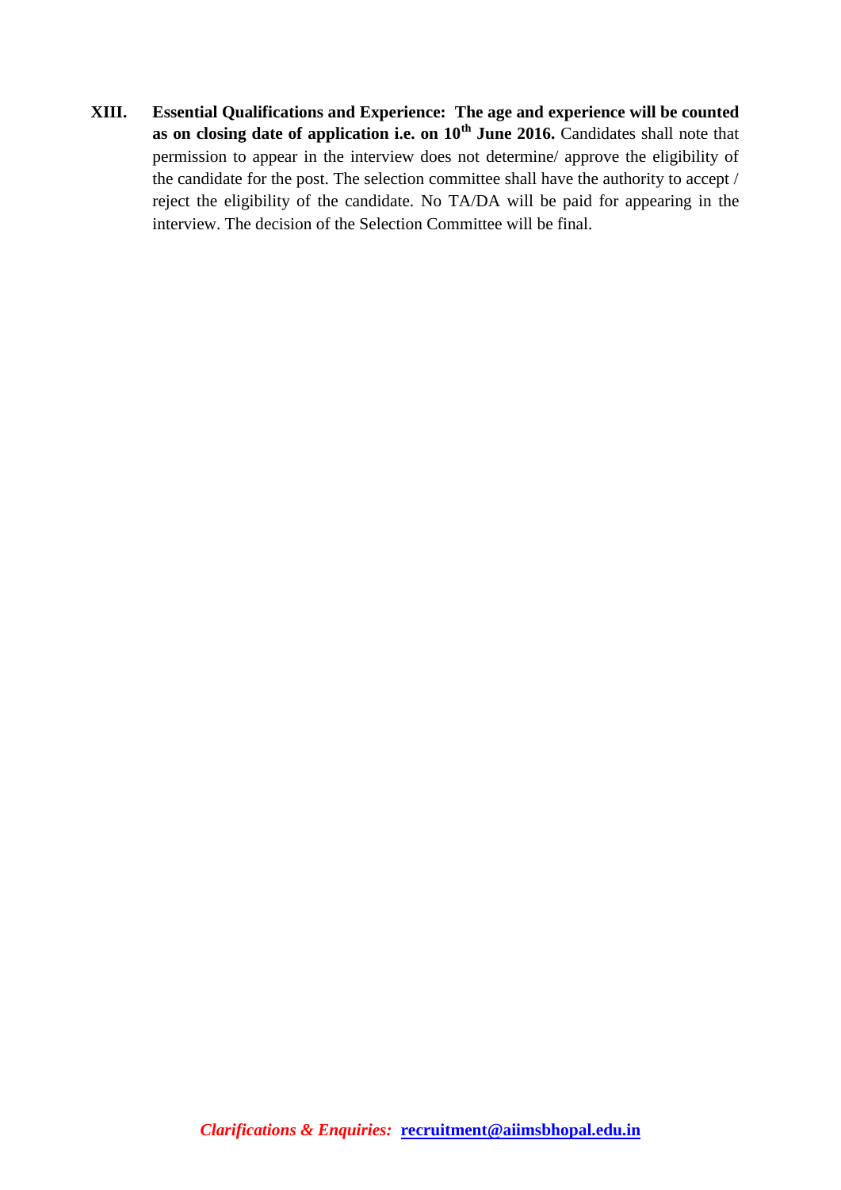**XIII.** **Essential Qualifications and Experience: The age and experience will be counted as on closing date of application i.e. on 10th June 2016.** Candidates shall note that permission to appear in the interview does not determine/ approve the eligibility of the candidate for the post. The selection committee shall have the authority to accept / reject the eligibility of the candidate. No TA/DA will be paid for appearing in the interview. The decision of the Selection Committee will be final.

***Clarifications & Enquiries:*** **recruitment@aiimsbhopal.edu.in**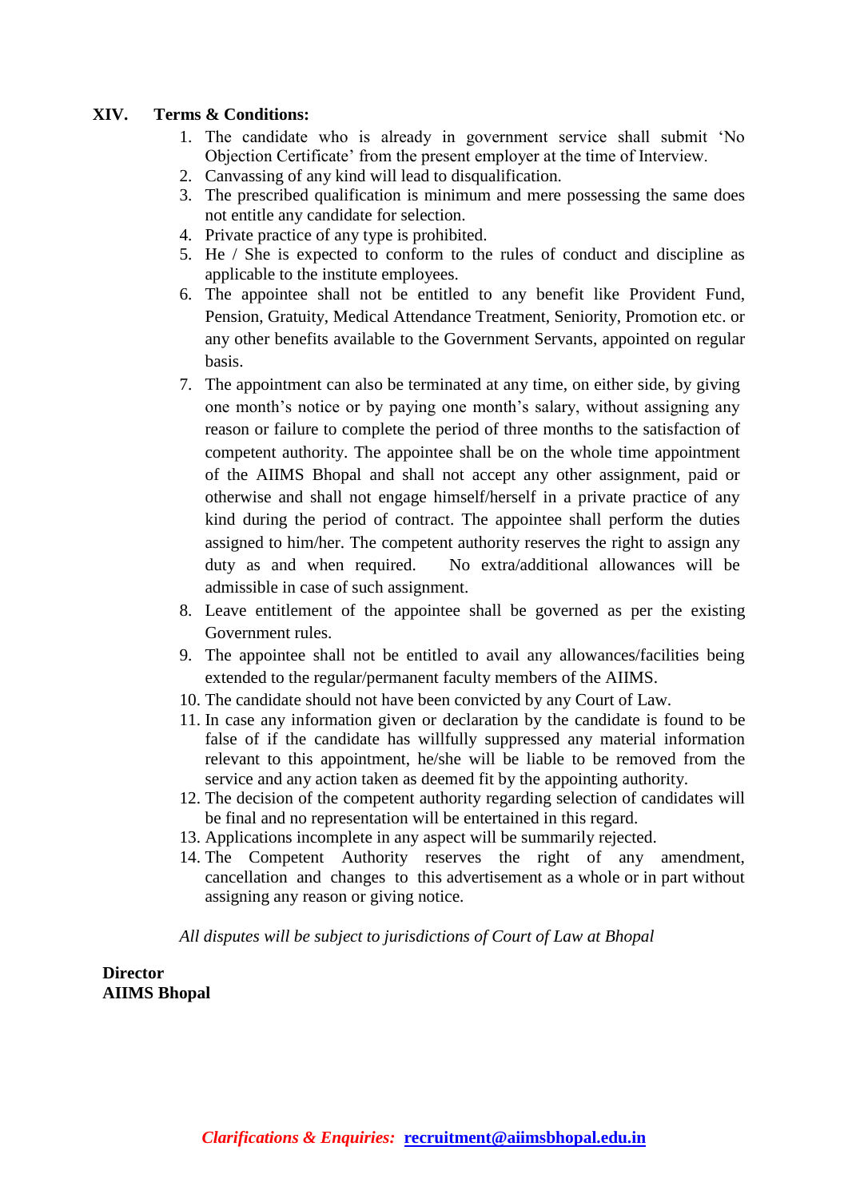## XIV. Terms & Conditions:

1. The candidate who is already in government service shall submit 'No Objection Certificate' from the present employer at the time of Interview.
2. Canvassing of any kind will lead to disqualification.
3. The prescribed qualification is minimum and mere possessing the same does not entitle any candidate for selection.
4. Private practice of any type is prohibited.
5. He / She is expected to conform to the rules of conduct and discipline as applicable to the institute employees.
6. The appointee shall not be entitled to any benefit like Provident Fund, Pension, Gratuity, Medical Attendance Treatment, Seniority, Promotion etc. or any other benefits available to the Government Servants, appointed on regular basis.
7. The appointment can also be terminated at any time, on either side, by giving one month's notice or by paying one month's salary, without assigning any reason or failure to complete the period of three months to the satisfaction of competent authority. The appointee shall be on the whole time appointment of the AIIMS Bhopal and shall not accept any other assignment, paid or otherwise and shall not engage himself/herself in a private practice of any kind during the period of contract. The appointee shall perform the duties assigned to him/her. The competent authority reserves the right to assign any duty as and when required. No extra/additional allowances will be admissible in case of such assignment.
8. Leave entitlement of the appointee shall be governed as per the existing Government rules.
9. The appointee shall not be entitled to avail any allowances/facilities being extended to the regular/permanent faculty members of the AIIMS.
10. The candidate should not have been convicted by any Court of Law.
11. In case any information given or declaration by the candidate is found to be false of if the candidate has willfully suppressed any material information relevant to this appointment, he/she will be liable to be removed from the service and any action taken as deemed fit by the appointing authority.
12. The decision of the competent authority regarding selection of candidates will be final and no representation will be entertained in this regard.
13. Applications incomplete in any aspect will be summarily rejected.
14. The Competent Authority reserves the right of any amendment, cancellation and changes to this advertisement as a whole or in part without assigning any reason or giving notice.

*All disputes will be subject to jurisdictions of Court of Law at Bhopal*

**Director**
**AIIMS Bhopal**

***Clarifications & Enquiries:*** **recruitment@aiimsbhopal.edu.in**